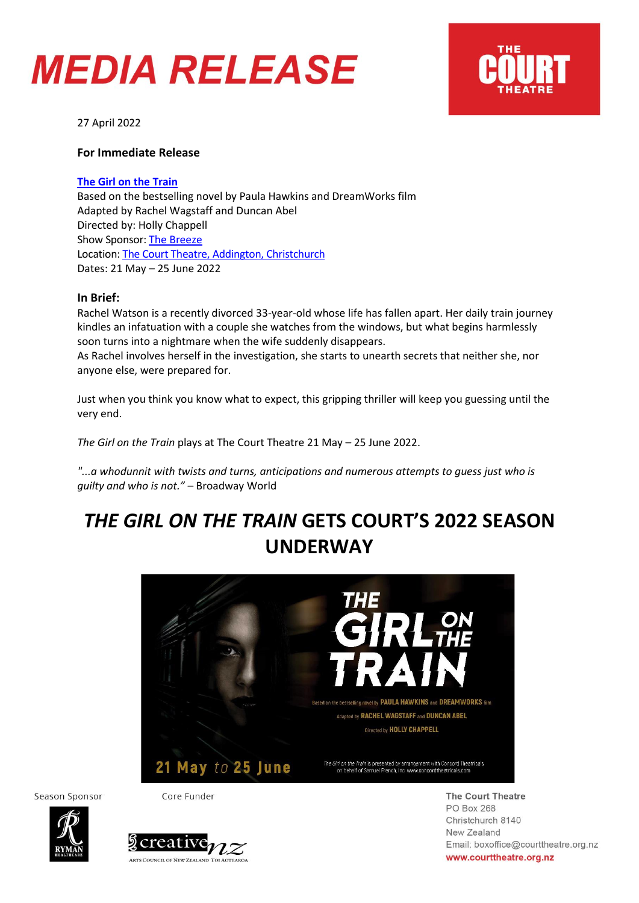# MEDIA RELEASE

27 April 2022

**For Immediate Release**

**The Girl on the Train**
Based on the bestselling novel by Paula Hawkins and DreamWorks film
Adapted by Rachel Wagstaff and Duncan Abel
Directed by: Holly Chappell
Show Sponsor: The Breeze
Location: The Court Theatre, Addington, Christchurch
Dates: 21 May – 25 June 2022

**In Brief:**
Rachel Watson is a recently divorced 33-year-old whose life has fallen apart. Her daily train journey kindles an infatuation with a couple she watches from the windows, but what begins harmlessly soon turns into a nightmare when the wife suddenly disappears.
As Rachel involves herself in the investigation, she starts to unearth secrets that neither she, nor anyone else, were prepared for.

Just when you think you know what to expect, this gripping thriller will keep you guessing until the very end.

*The Girl on the Train* plays at The Court Theatre 21 May – 25 June 2022.

*"...a whodunnit with twists and turns, anticipations and numerous attempts to guess just who is guilty and who is not."* – Broadway World

## *THE GIRL ON THE TRAIN* GETS COURT'S 2022 SEASON UNDERWAY

Season Sponsor

Core Funder

The Court Theatre
PO Box 268
Christchurch 8140
New Zealand
Email: boxoffice@courttheatre.org.nz
www.courttheatre.org.nz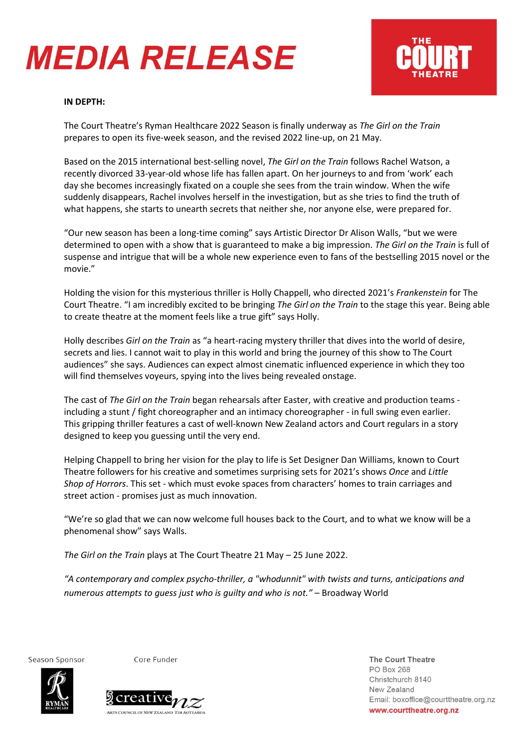# MEDIA RELEASE

**IN DEPTH:**

The Court Theatre's Ryman Healthcare 2022 Season is finally underway as *The Girl on the Train* prepares to open its five-week season, and the revised 2022 line-up, on 21 May.

Based on the 2015 international best-selling novel, *The Girl on the Train* follows Rachel Watson, a recently divorced 33-year-old whose life has fallen apart. On her journeys to and from 'work' each day she becomes increasingly fixated on a couple she sees from the train window. When the wife suddenly disappears, Rachel involves herself in the investigation, but as she tries to find the truth of what happens, she starts to unearth secrets that neither she, nor anyone else, were prepared for.

"Our new season has been a long-time coming" says Artistic Director Dr Alison Walls, "but we were determined to open with a show that is guaranteed to make a big impression. *The Girl on the Train* is full of suspense and intrigue that will be a whole new experience even to fans of the bestselling 2015 novel or the movie."

Holding the vision for this mysterious thriller is Holly Chappell, who directed 2021's *Frankenstein* for The Court Theatre. "I am incredibly excited to be bringing *The Girl on the Train* to the stage this year. Being able to create theatre at the moment feels like a true gift" says Holly.

Holly describes *Girl on the Train* as "a heart-racing mystery thriller that dives into the world of desire, secrets and lies. I cannot wait to play in this world and bring the journey of this show to The Court audiences" she says. Audiences can expect almost cinematic influenced experience in which they too will find themselves voyeurs, spying into the lives being revealed onstage.

The cast of *The Girl on the Train* began rehearsals after Easter, with creative and production teams - including a stunt / fight choreographer and an intimacy choreographer - in full swing even earlier. This gripping thriller features a cast of well-known New Zealand actors and Court regulars in a story designed to keep you guessing until the very end.

Helping Chappell to bring her vision for the play to life is Set Designer Dan Williams, known to Court Theatre followers for his creative and sometimes surprising sets for 2021's shows *Once* and *Little Shop of Horrors*. This set - which must evoke spaces from characters' homes to train carriages and street action - promises just as much innovation.

"We're so glad that we can now welcome full houses back to the Court, and to what we know will be a phenomenal show" says Walls.

*The Girl on the Train* plays at The Court Theatre 21 May – 25 June 2022.

*"A contemporary and complex psycho-thriller, a "whodunnit" with twists and turns, anticipations and numerous attempts to guess just who is guilty and who is not."* – Broadway World

Season Sponsor

Core Funder

**The Court Theatre**
PO Box 268
Christchurch 8140
New Zealand
Email: boxoffice@courttheatre.org.nz
**www.courttheatre.org.nz**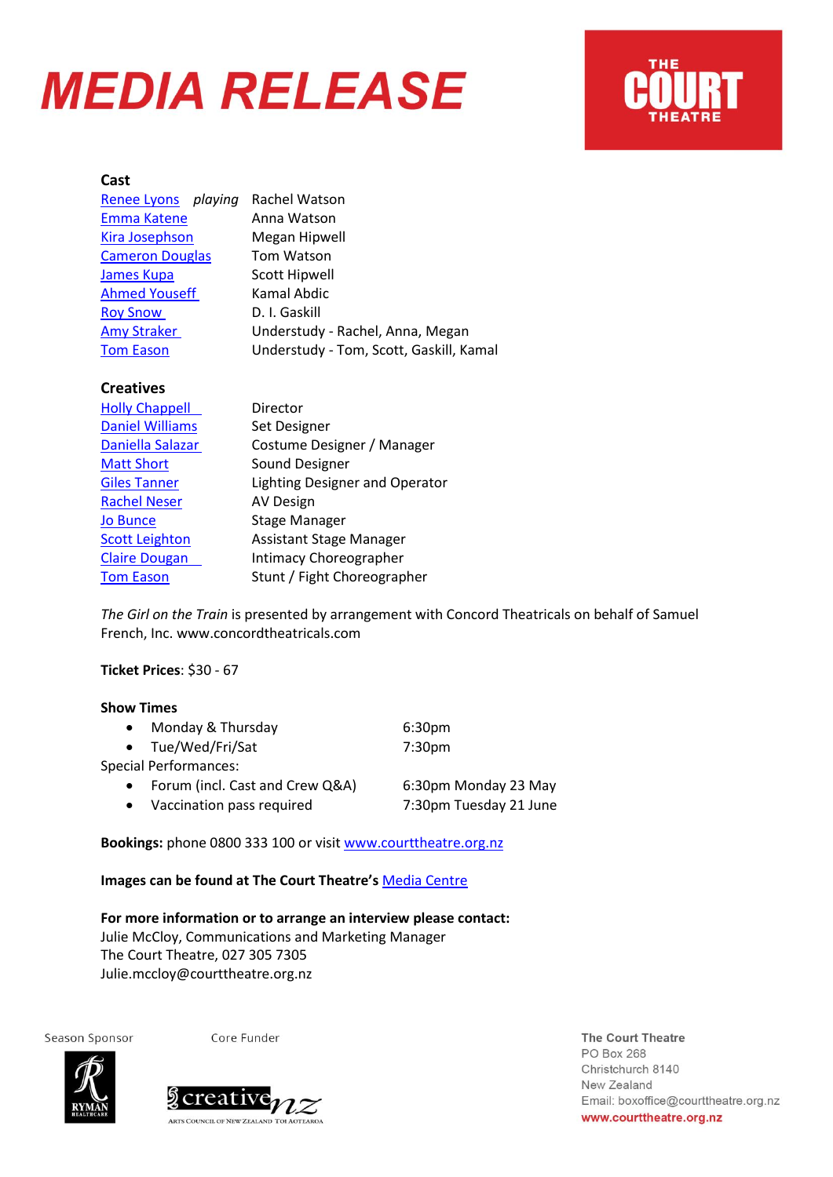# MEDIA RELEASE

THE COURT THEATRE

**Cast**

| | | |
|---|---|---|
| Renee Lyons | *playing* | Rachel Watson |
| Emma Katene | | Anna Watson |
| Kira Josephson | | Megan Hipwell |
| Cameron Douglas | | Tom Watson |
| James Kupa | | Scott Hipwell |
| Ahmed Youseff | | Kamal Abdic |
| Roy Snow | | D. I. Gaskill |
| Amy Straker | | Understudy - Rachel, Anna, Megan |
| Tom Eason | | Understudy - Tom, Scott, Gaskill, Kamal |

**Creatives**

| | |
|---|---|
| Holly Chappell | Director |
| Daniel Williams | Set Designer |
| Daniella Salazar | Costume Designer / Manager |
| Matt Short | Sound Designer |
| Giles Tanner | Lighting Designer and Operator |
| Rachel Neser | AV Design |
| Jo Bunce | Stage Manager |
| Scott Leighton | Assistant Stage Manager |
| Claire Dougan | Intimacy Choreographer |
| Tom Eason | Stunt / Fight Choreographer |

*The Girl on the Train* is presented by arrangement with Concord Theatricals on behalf of Samuel French, Inc. www.concordtheatricals.com

**Ticket Prices**: $30 - 67

**Show Times**

- Monday & Thursday — 6:30pm
- Tue/Wed/Fri/Sat — 7:30pm

Special Performances:

- Forum (incl. Cast and Crew Q&A) — 6:30pm Monday 23 May
- Vaccination pass required — 7:30pm Tuesday 21 June

**Bookings:** phone 0800 333 100 or visit www.courttheatre.org.nz

**Images can be found at The Court Theatre's** Media Centre

**For more information or to arrange an interview please contact:**
Julie McCloy, Communications and Marketing Manager
The Court Theatre, 027 305 7305
Julie.mccloy@courttheatre.org.nz

Season Sponsor — RYMAN HEALTHCARE

Core Funder — creative nz ARTS COUNCIL OF NEW ZEALAND TOI AOTEAROA

The Court Theatre
PO Box 268
Christchurch 8140
New Zealand
Email: boxoffice@courttheatre.org.nz
www.courttheatre.org.nz